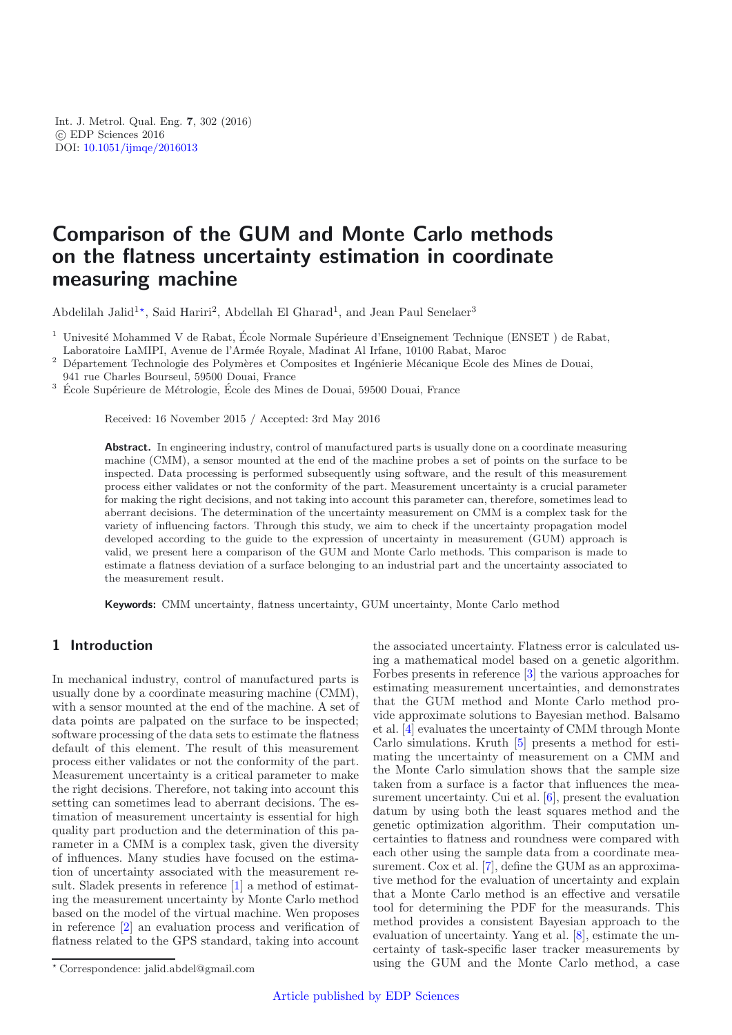Int. J. Metrol. Qual. Eng. **7**, 302 (2016)
© EDP Sciences 2016
DOI: 10.1051/ijmqe/2016013

# Comparison of the GUM and Monte Carlo methods on the flatness uncertainty estimation in coordinate measuring machine

Abdelilah Jalid[1,*], Said Hariri[2], Abdellah El Gharad[1], and Jean Paul Senelaer[3]

[1] Univesité Mohammed V de Rabat, École Normale Supérieure d'Enseignement Technique (ENSET ) de Rabat, Laboratoire LaMIPI, Avenue de l'Armée Royale, Madinat Al Irfane, 10100 Rabat, Maroc

[2] Département Technologie des Polymères et Composites et Ingénierie Mécanique Ecole des Mines de Douai, 941 rue Charles Bourseul, 59500 Douai, France

[3] École Supérieure de Métrologie, École des Mines de Douai, 59500 Douai, France

Received: 16 November 2015 / Accepted: 3rd May 2016

**Abstract.** In engineering industry, control of manufactured parts is usually done on a coordinate measuring machine (CMM), a sensor mounted at the end of the machine probes a set of points on the surface to be inspected. Data processing is performed subsequently using software, and the result of this measurement process either validates or not the conformity of the part. Measurement uncertainty is a crucial parameter for making the right decisions, and not taking into account this parameter can, therefore, sometimes lead to aberrant decisions. The determination of the uncertainty measurement on CMM is a complex task for the variety of influencing factors. Through this study, we aim to check if the uncertainty propagation model developed according to the guide to the expression of uncertainty in measurement (GUM) approach is valid, we present here a comparison of the GUM and Monte Carlo methods. This comparison is made to estimate a flatness deviation of a surface belonging to an industrial part and the uncertainty associated to the measurement result.

**Keywords:** CMM uncertainty, flatness uncertainty, GUM uncertainty, Monte Carlo method

## 1 Introduction

In mechanical industry, control of manufactured parts is usually done by a coordinate measuring machine (CMM), with a sensor mounted at the end of the machine. A set of data points are palpated on the surface to be inspected; software processing of the data sets to estimate the flatness default of this element. The result of this measurement process either validates or not the conformity of the part. Measurement uncertainty is a critical parameter to make the right decisions. Therefore, not taking into account this setting can sometimes lead to aberrant decisions. The estimation of measurement uncertainty is essential for high quality part production and the determination of this parameter in a CMM is a complex task, given the diversity of influences. Many studies have focused on the estimation of uncertainty associated with the measurement result. Sladek presents in reference [1] a method of estimating the measurement uncertainty by Monte Carlo method based on the model of the virtual machine. Wen proposes in reference [2] an evaluation process and verification of flatness related to the GPS standard, taking into account the associated uncertainty. Flatness error is calculated using a mathematical model based on a genetic algorithm. Forbes presents in reference [3] the various approaches for estimating measurement uncertainties, and demonstrates that the GUM method and Monte Carlo method provide approximate solutions to Bayesian method. Balsamo et al. [4] evaluates the uncertainty of CMM through Monte Carlo simulations. Kruth [5] presents a method for estimating the uncertainty of measurement on a CMM and the Monte Carlo simulation shows that the sample size taken from a surface is a factor that influences the measurement uncertainty. Cui et al. [6], present the evaluation datum by using both the least squares method and the genetic optimization algorithm. Their computation uncertainties to flatness and roundness were compared with each other using the sample data from a coordinate measurement. Cox et al. [7], define the GUM as an approximative method for the evaluation of uncertainty and explain that a Monte Carlo method is an effective and versatile tool for determining the PDF for the measurands. This method provides a consistent Bayesian approach to the evaluation of uncertainty. Yang et al. [8], estimate the uncertainty of task-specific laser tracker measurements by using the GUM and the Monte Carlo method, a case

* Correspondence: jalid.abdel@gmail.com

Article published by EDP Sciences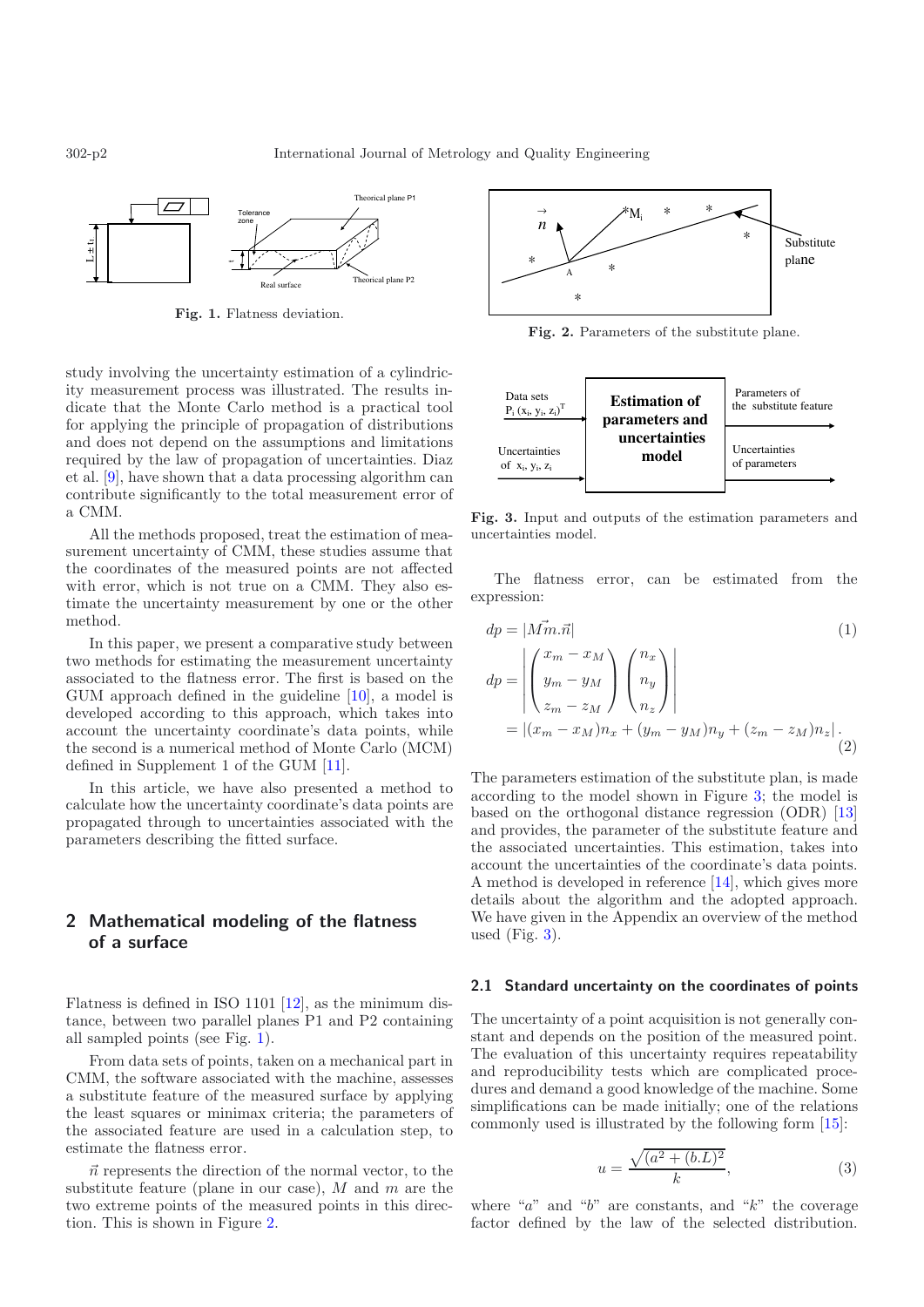Fig. 1. Flatness deviation.

Fig. 2. Parameters of the substitute plane.

Fig. 3. Input and outputs of the estimation parameters and uncertainties model.

study involving the uncertainty estimation of a cylindricity measurement process was illustrated. The results indicate that the Monte Carlo method is a practical tool for applying the principle of propagation of distributions and does not depend on the assumptions and limitations required by the law of propagation of uncertainties. Diaz et al. [9], have shown that a data processing algorithm can contribute significantly to the total measurement error of a CMM.

All the methods proposed, treat the estimation of measurement uncertainty of CMM, these studies assume that the coordinates of the measured points are not affected with error, which is not true on a CMM. They also estimate the uncertainty measurement by one or the other method.

In this paper, we present a comparative study between two methods for estimating the measurement uncertainty associated to the flatness error. The first is based on the GUM approach defined in the guideline [10], a model is developed according to this approach, which takes into account the uncertainty coordinate's data points, while the second is a numerical method of Monte Carlo (MCM) defined in Supplement 1 of the GUM [11].

In this article, we have also presented a method to calculate how the uncertainty coordinate's data points are propagated through to uncertainties associated with the parameters describing the fitted surface.

## 2 Mathematical modeling of the flatness of a surface

Flatness is defined in ISO 1101 [12], as the minimum distance, between two parallel planes P1 and P2 containing all sampled points (see Fig. 1).

From data sets of points, taken on a mechanical part in CMM, the software associated with the machine, assesses a substitute feature of the measured surface by applying the least squares or minimax criteria; the parameters of the associated feature are used in a calculation step, to estimate the flatness error.

$\vec{n}$ represents the direction of the normal vector, to the substitute feature (plane in our case), $M$ and $m$ are the two extreme points of the measured points in this direction. This is shown in Figure 2.

The flatness error, can be estimated from the expression:

$$dp = |\vec{Mm}.\vec{n}| \tag{1}$$

$$dp = \left| \begin{pmatrix} x_m - x_M \\ y_m - y_M \\ z_m - z_M \end{pmatrix} \begin{pmatrix} n_x \\ n_y \\ n_z \end{pmatrix} \right| = |(x_m - x_M)n_x + (y_m - y_M)n_y + (z_m - z_M)n_z| . \tag{2}$$

The parameters estimation of the substitute plan, is made according to the model shown in Figure 3; the model is based on the orthogonal distance regression (ODR) [13] and provides, the parameter of the substitute feature and the associated uncertainties. This estimation, takes into account the uncertainties of the coordinate's data points. A method is developed in reference [14], which gives more details about the algorithm and the adopted approach. We have given in the Appendix an overview of the method used (Fig. 3).

### 2.1 Standard uncertainty on the coordinates of points

The uncertainty of a point acquisition is not generally constant and depends on the position of the measured point. The evaluation of this uncertainty requires repeatability and reproducibility tests which are complicated procedures and demand a good knowledge of the machine. Some simplifications can be made initially; one of the relations commonly used is illustrated by the following form [15]:

$$u = \frac{\sqrt{(a^2 + (b.L)^2}}{k}, \tag{3}$$

where "$a$" and "$b$" are constants, and "$k$" the coverage factor defined by the law of the selected distribution.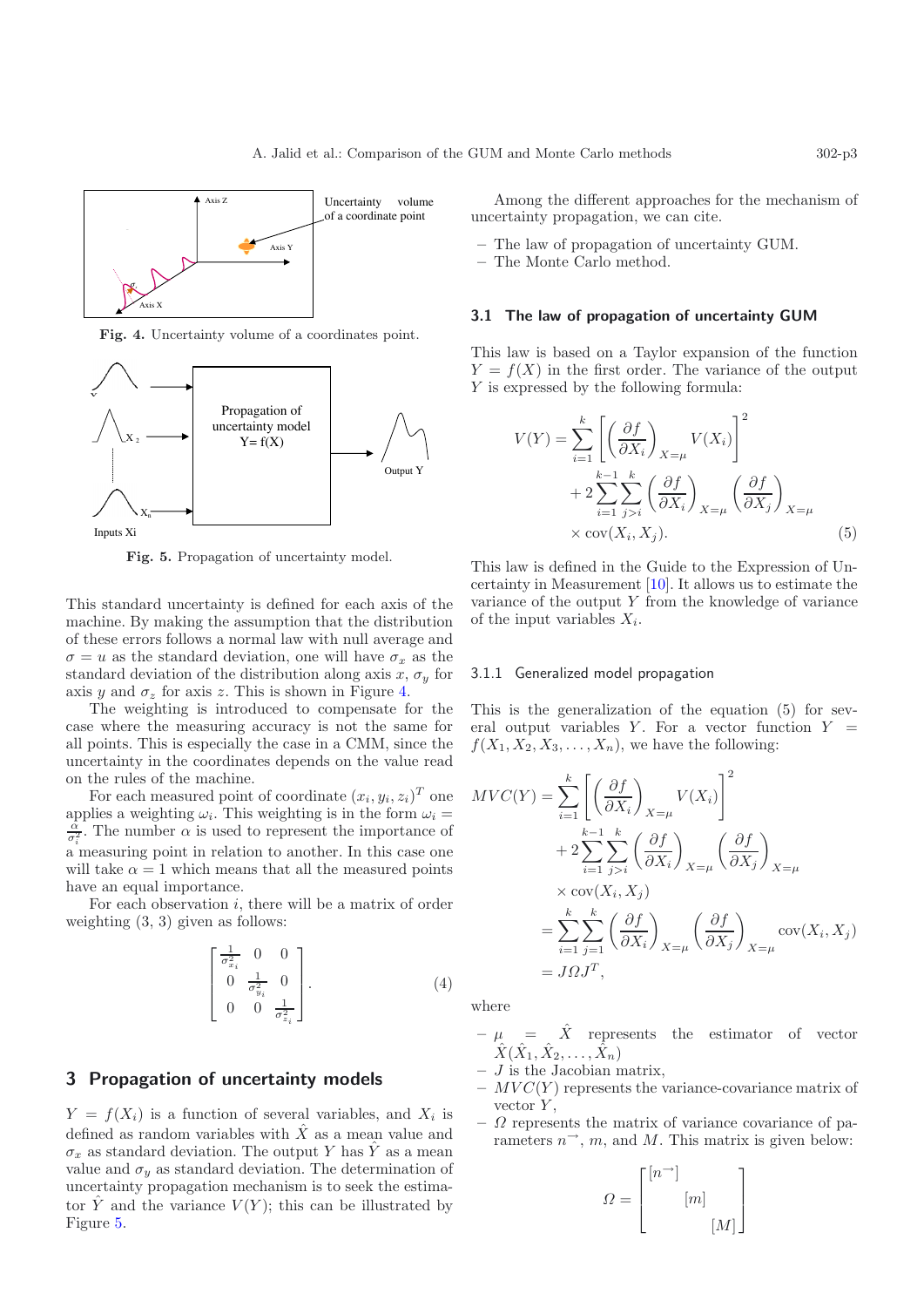Fig. 4. Uncertainty volume of a coordinates point.

Fig. 5. Propagation of uncertainty model.

This standard uncertainty is defined for each axis of the machine. By making the assumption that the distribution of these errors follows a normal law with null average and $\sigma = u$ as the standard deviation, one will have $\sigma_x$ as the standard deviation of the distribution along axis $x$, $\sigma_y$ for axis $y$ and $\sigma_z$ for axis $z$. This is shown in Figure 4.

The weighting is introduced to compensate for the case where the measuring accuracy is not the same for all points. This is especially the case in a CMM, since the uncertainty in the coordinates depends on the value read on the rules of the machine.

For each measured point of coordinate $(x_i, y_i, z_i)^T$ one applies a weighting $\omega_i$. This weighting is in the form $\omega_i = \frac{\alpha}{\sigma_i^2}$. The number $\alpha$ is used to represent the importance of a measuring point in relation to another. In this case one will take $\alpha = 1$ which means that all the measured points have an equal importance.

For each observation $i$, there will be a matrix of order weighting (3, 3) given as follows:

$$\begin{bmatrix} \frac{1}{\sigma_{x_i}^2} & 0 & 0 \\ 0 & \frac{1}{\sigma_{y_i}^2} & 0 \\ 0 & 0 & \frac{1}{\sigma_{z_i}^2} \end{bmatrix}. \tag{4}$$

## 3 Propagation of uncertainty models

$Y = f(X_i)$ is a function of several variables, and $X_i$ is defined as random variables with $\hat{X}$ as a mean value and $\sigma_x$ as standard deviation. The output $Y$ has $\hat{Y}$ as a mean value and $\sigma_y$ as standard deviation. The determination of uncertainty propagation mechanism is to seek the estimator $\hat{Y}$ and the variance $V(Y)$; this can be illustrated by Figure 5.

Among the different approaches for the mechanism of uncertainty propagation, we can cite.

- The law of propagation of uncertainty GUM.
- The Monte Carlo method.

### 3.1 The law of propagation of uncertainty GUM

This law is based on a Taylor expansion of the function $Y = f(X)$ in the first order. The variance of the output $Y$ is expressed by the following formula:

$$\begin{aligned} V(Y) = &\sum_{i=1}^{k} \left[ \left( \frac{\partial f}{\partial X_i} \right)_{X=\mu} V(X_i) \right]^2 \\ &+ 2 \sum_{i=1}^{k-1} \sum_{j>i}^{k} \left( \frac{\partial f}{\partial X_i} \right)_{X=\mu} \left( \frac{\partial f}{\partial X_j} \right)_{X=\mu} \\ &\times \operatorname{cov}(X_i, X_j). \end{aligned} \tag{5}$$

This law is defined in the Guide to the Expression of Uncertainty in Measurement [10]. It allows us to estimate the variance of the output $Y$ from the knowledge of variance of the input variables $X_i$.

#### 3.1.1 Generalized model propagation

This is the generalization of the equation (5) for several output variables $Y$. For a vector function $Y = f(X_1, X_2, X_3, \ldots, X_n)$, we have the following:

$$\begin{aligned} MVC(Y) = &\sum_{i=1}^{k} \left[ \left( \frac{\partial f}{\partial X_i} \right)_{X=\mu} V(X_i) \right]^2 \\ &+ 2 \sum_{i=1}^{k-1} \sum_{j>i}^{k} \left( \frac{\partial f}{\partial X_i} \right)_{X=\mu} \left( \frac{\partial f}{\partial X_j} \right)_{X=\mu} \\ &\times \operatorname{cov}(X_i, X_j) \\ = &\sum_{i=1}^{k} \sum_{j=1}^{k} \left( \frac{\partial f}{\partial X_i} \right)_{X=\mu} \left( \frac{\partial f}{\partial X_j} \right)_{X=\mu} \operatorname{cov}(X_i, X_j) \\ = &J \Omega J^T, \end{aligned}$$

where

- $\mu = \hat{X}$ represents the estimator of vector $\hat{X}(\hat{X}_1, \hat{X}_2, \ldots, \hat{X}_n)$
- $J$ is the Jacobian matrix,
- $MVC(Y)$ represents the variance-covariance matrix of vector $Y$,
- $\Omega$ represents the matrix of variance covariance of parameters $n^{\rightarrow}$, $m$, and $M$. This matrix is given below:

$$\Omega = \begin{bmatrix} [n^{\rightarrow}] & & \\ & [m] & \\ & & [M] \end{bmatrix}$$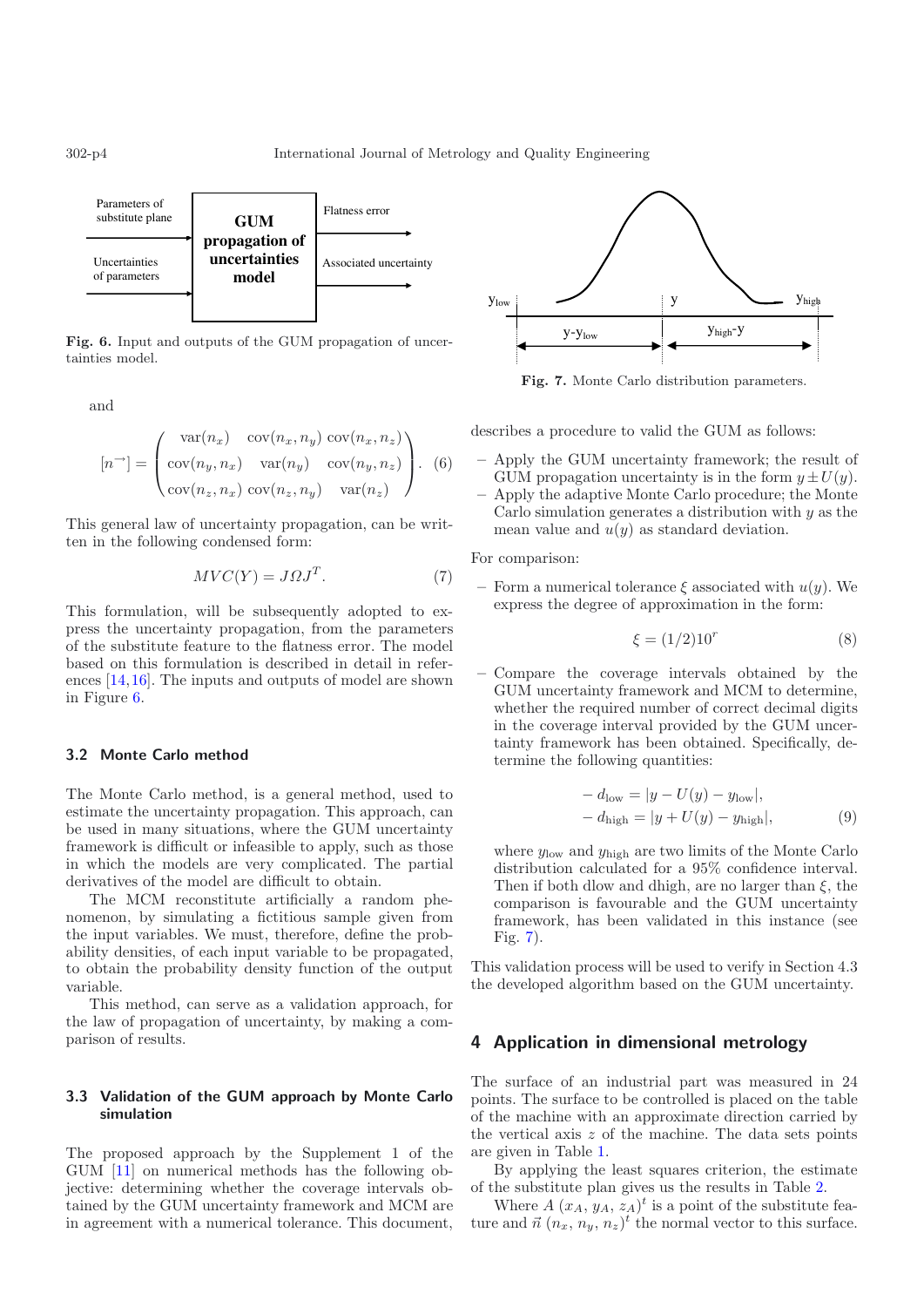Fig. 6. Input and outputs of the GUM propagation of uncertainties model.

and

$$[n^{\rightarrow}] = \begin{pmatrix} \text{var}(n_x) & \text{cov}(n_x, n_y) & \text{cov}(n_x, n_z) \\ \text{cov}(n_y, n_x) & \text{var}(n_y) & \text{cov}(n_y, n_z) \\ \text{cov}(n_z, n_x) & \text{cov}(n_z, n_y) & \text{var}(n_z) \end{pmatrix}. \quad (6)$$

This general law of uncertainty propagation, can be written in the following condensed form:

$$MVC(Y) = J\Omega J^T. \quad (7)$$

This formulation, will be subsequently adopted to express the uncertainty propagation, from the parameters of the substitute feature to the flatness error. The model based on this formulation is described in detail in references [14,16]. The inputs and outputs of model are shown in Figure 6.

### 3.2 Monte Carlo method

The Monte Carlo method, is a general method, used to estimate the uncertainty propagation. This approach, can be used in many situations, where the GUM uncertainty framework is difficult or infeasible to apply, such as those in which the models are very complicated. The partial derivatives of the model are difficult to obtain.

The MCM reconstitute artificially a random phenomenon, by simulating a fictitious sample given from the input variables. We must, therefore, define the probability densities, of each input variable to be propagated, to obtain the probability density function of the output variable.

This method, can serve as a validation approach, for the law of propagation of uncertainty, by making a comparison of results.

### 3.3 Validation of the GUM approach by Monte Carlo simulation

The proposed approach by the Supplement 1 of the GUM [11] on numerical methods has the following objective: determining whether the coverage intervals obtained by the GUM uncertainty framework and MCM are in agreement with a numerical tolerance. This document, describes a procedure to valid the GUM as follows:

- Apply the GUM uncertainty framework; the result of GUM propagation uncertainty is in the form $y \pm U(y)$.
- Apply the adaptive Monte Carlo procedure; the Monte Carlo simulation generates a distribution with $y$ as the mean value and $u(y)$ as standard deviation.

For comparison:

- Form a numerical tolerance $\xi$ associated with $u(y)$. We express the degree of approximation in the form:

$$\xi = (1/2)10^r \quad (8)$$

- Compare the coverage intervals obtained by the GUM uncertainty framework and MCM to determine, whether the required number of correct decimal digits in the coverage interval provided by the GUM uncertainty framework has been obtained. Specifically, determine the following quantities:

$$- d_{\text{low}} = |y - U(y) - y_{\text{low}}|,$$
$$- d_{\text{high}} = |y + U(y) - y_{\text{high}}|, \quad (9)$$

where $y_{\text{low}}$ and $y_{\text{high}}$ are two limits of the Monte Carlo distribution calculated for a 95% confidence interval. Then if both dlow and dhigh, are no larger than $\xi$, the comparison is favourable and the GUM uncertainty framework, has been validated in this instance (see Fig. 7).

Fig. 7. Monte Carlo distribution parameters.

This validation process will be used to verify in Section 4.3 the developed algorithm based on the GUM uncertainty.

## 4 Application in dimensional metrology

The surface of an industrial part was measured in 24 points. The surface to be controlled is placed on the table of the machine with an approximate direction carried by the vertical axis $z$ of the machine. The data sets points are given in Table 1.

By applying the least squares criterion, the estimate of the substitute plan gives us the results in Table 2.

Where $A\ (x_A, y_A, z_A)^t$ is a point of the substitute feature and $\vec{n}\ (n_x, n_y, n_z)^t$ the normal vector to this surface.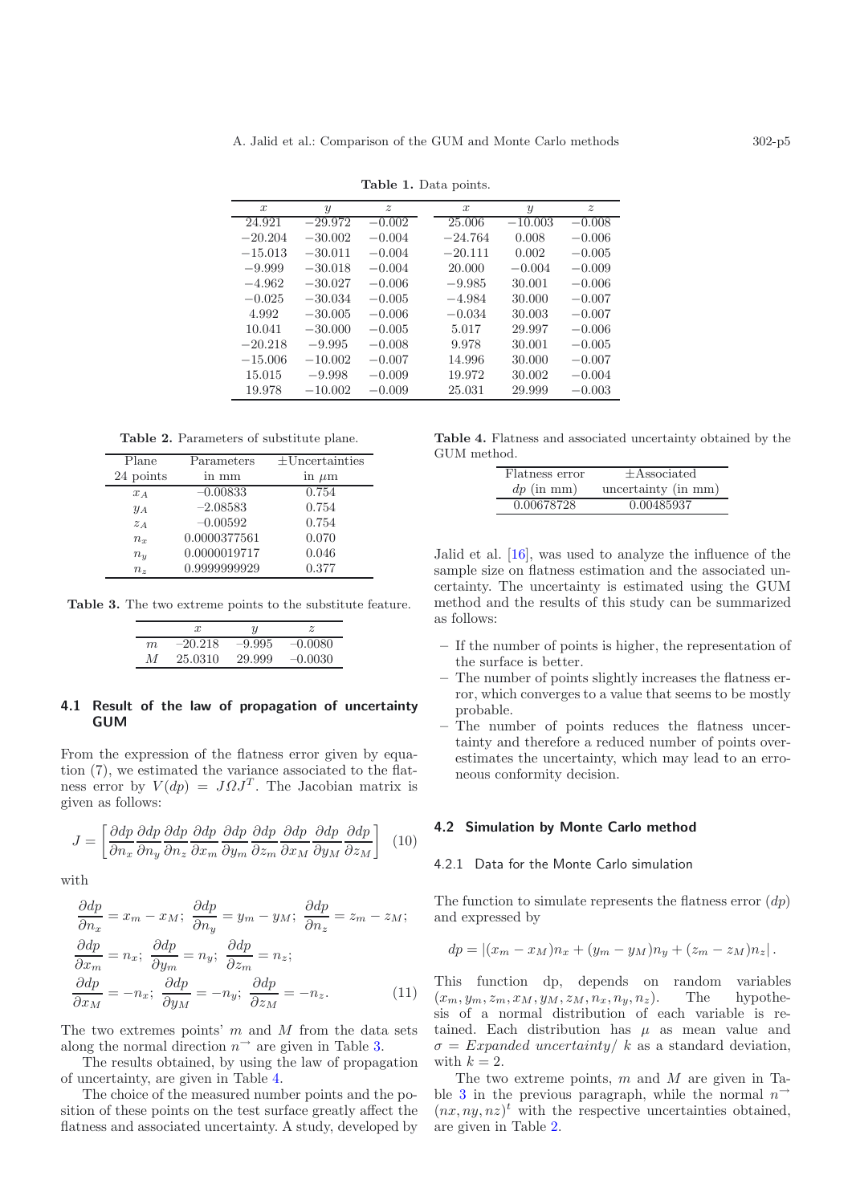**Table 1.** Data points.

| $x$ | $y$ | $z$ | $x$ | $y$ | $z$ |
|---|---|---|---|---|---|
| 24.921 | −29.972 | −0.002 | 25.006 | −10.003 | −0.008 |
| −20.204 | −30.002 | −0.004 | −24.764 | 0.008 | −0.006 |
| −15.013 | −30.011 | −0.004 | −20.111 | 0.002 | −0.005 |
| −9.999 | −30.018 | −0.004 | 20.000 | −0.004 | −0.009 |
| −4.962 | −30.027 | −0.006 | −9.985 | 30.001 | −0.006 |
| −0.025 | −30.034 | −0.005 | −4.984 | 30.000 | −0.007 |
| 4.992 | −30.005 | −0.006 | −0.034 | 30.003 | −0.007 |
| 10.041 | −30.000 | −0.005 | 5.017 | 29.997 | −0.006 |
| −20.218 | −9.995 | −0.008 | 9.978 | 30.001 | −0.005 |
| −15.006 | −10.002 | −0.007 | 14.996 | 30.000 | −0.007 |
| 15.015 | −9.998 | −0.009 | 19.972 | 30.002 | −0.004 |
| 19.978 | −10.002 | −0.009 | 25.031 | 29.999 | −0.003 |

**Table 2.** Parameters of substitute plane.

| Plane 24 points | Parameters in mm | ±Uncertainties in μm |
|---|---|---|
| $x_A$ | −0.00833 | 0.754 |
| $y_A$ | −2.08583 | 0.754 |
| $z_A$ | −0.00592 | 0.754 |
| $n_x$ | 0.0000377561 | 0.070 |
| $n_y$ | 0.0000019717 | 0.046 |
| $n_z$ | 0.9999999929 | 0.377 |

**Table 3.** The two extreme points to the substitute feature.

| | $x$ | $y$ | $z$ |
|---|---|---|---|
| $m$ | −20.218 | −9.995 | −0.0080 |
| $M$ | 25.0310 | 29.999 | −0.0030 |

### 4.1 Result of the law of propagation of uncertainty GUM

From the expression of the flatness error given by equation (7), we estimated the variance associated to the flatness error by $V(dp) = J\Omega J^T$. The Jacobian matrix is given as follows:

$$J = \left[\frac{\partial dp}{\partial n_x}\frac{\partial dp}{\partial n_y}\frac{\partial dp}{\partial n_z}\frac{\partial dp}{\partial x_m}\frac{\partial dp}{\partial y_m}\frac{\partial dp}{\partial z_m}\frac{\partial dp}{\partial x_M}\frac{\partial dp}{\partial y_M}\frac{\partial dp}{\partial z_M}\right] \quad (10)$$

with

$$\begin{aligned}
&\frac{\partial dp}{\partial n_x} = x_m - x_M;\ \frac{\partial dp}{\partial n_y} = y_m - y_M;\ \frac{\partial dp}{\partial n_z} = z_m - z_M;\\
&\frac{\partial dp}{\partial x_m} = n_x;\ \frac{\partial dp}{\partial y_m} = n_y;\ \frac{\partial dp}{\partial z_m} = n_z;\\
&\frac{\partial dp}{\partial x_M} = -n_x;\ \frac{\partial dp}{\partial y_M} = -n_y;\ \frac{\partial dp}{\partial z_M} = -n_z. \qquad (11)
\end{aligned}$$

The two extremes points' $m$ and $M$ from the data sets along the normal direction $n^{\rightarrow}$ are given in Table 3.

The results obtained, by using the law of propagation of uncertainty, are given in Table 4.

The choice of the measured number points and the position of these points on the test surface greatly affect the flatness and associated uncertainty. A study, developed by Jalid et al. [16], was used to analyze the influence of the sample size on flatness estimation and the associated uncertainty. The uncertainty is estimated using the GUM method and the results of this study can be summarized as follows:

**Table 4.** Flatness and associated uncertainty obtained by the GUM method.

| Flatness error $dp$ (in mm) | ±Associated uncertainty (in mm) |
|---|---|
| 0.00678728 | 0.00485937 |

- If the number of points is higher, the representation of the surface is better.
- The number of points slightly increases the flatness error, which converges to a value that seems to be mostly probable.
- The number of points reduces the flatness uncertainty and therefore a reduced number of points overestimates the uncertainty, which may lead to an erroneous conformity decision.

### 4.2 Simulation by Monte Carlo method

#### 4.2.1 Data for the Monte Carlo simulation

The function to simulate represents the flatness error ($dp$) and expressed by

$$dp = |(x_m - x_M)n_x + (y_m - y_M)n_y + (z_m - z_M)n_z|.$$

This function dp, depends on random variables $(x_m, y_m, z_m, x_M, y_M, z_M, n_x, n_y, n_z)$. The hypothesis of a normal distribution of each variable is retained. Each distribution has $\mu$ as mean value and $\sigma = \mathit{Expanded\ uncertainty}/\ k$ as a standard deviation, with $k = 2$.

The two extreme points, $m$ and $M$ are given in Table 3 in the previous paragraph, while the normal $n^{\rightarrow}$ $(nx, ny, nz)^t$ with the respective uncertainties obtained, are given in Table 2.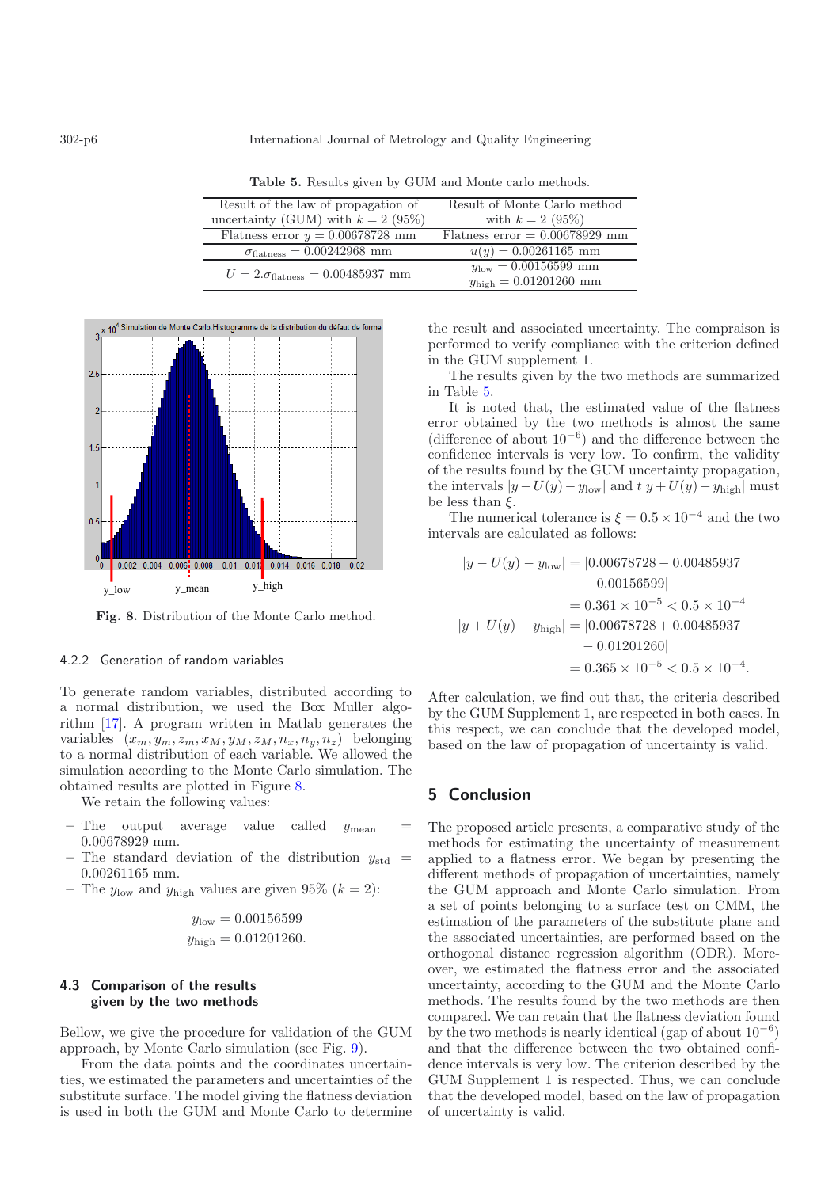**Table 5.** Results given by GUM and Monte carlo methods.

| Result of the law of propagation of uncertainty (GUM) with $k = 2$ (95%) | Result of Monte Carlo method with $k = 2$ (95%) |
|---|---|
| Flatness error $y = 0.00678728$ mm | Flatness error $= 0.00678929$ mm |
| $\sigma_{\text{flatness}} = 0.00242968$ mm | $u(y) = 0.00261165$ mm |
| $U = 2.\sigma_{\text{flatness}} = 0.00485937$ mm | $y_{\text{low}} = 0.00156599$ mm<br>$y_{\text{high}} = 0.01201260$ mm |

**Fig. 8.** Distribution of the Monte Carlo method.

#### 4.2.2 Generation of random variables

To generate random variables, distributed according to a normal distribution, we used the Box Muller algorithm [17]. A program written in Matlab generates the variables $(x_m, y_m, z_m, x_M, y_M, z_M, n_x, n_y, n_z)$ belonging to a normal distribution of each variable. We allowed the simulation according to the Monte Carlo simulation. The obtained results are plotted in Figure 8.

We retain the following values:

- The output average value called $y_{\text{mean}} = 0.00678929$ mm.
- The standard deviation of the distribution $y_{\text{std}} = 0.00261165$ mm.
- The $y_{\text{low}}$ and $y_{\text{high}}$ values are given 95% ($k = 2$):

$$y_{\text{low}} = 0.00156599$$
$$y_{\text{high}} = 0.01201260.$$

### 4.3 Comparison of the results given by the two methods

Bellow, we give the procedure for validation of the GUM approach, by Monte Carlo simulation (see Fig. 9).

From the data points and the coordinates uncertainties, we estimated the parameters and uncertainties of the substitute surface. The model giving the flatness deviation is used in both the GUM and Monte Carlo to determine the result and associated uncertainty. The compraison is performed to verify compliance with the criterion defined in the GUM supplement 1.

The results given by the two methods are summarized in Table 5.

It is noted that, the estimated value of the flatness error obtained by the two methods is almost the same (difference of about $10^{-6}$) and the difference between the confidence intervals is very low. To confirm, the validity of the results found by the GUM uncertainty propagation, the intervals $|y - U(y) - y_{\text{low}}|$ and $t|y + U(y) - y_{\text{high}}|$ must be less than $\xi$.

The numerical tolerance is $\xi = 0.5 \times 10^{-4}$ and the two intervals are calculated as follows:

$$\begin{aligned}
|y - U(y) - y_{\text{low}}| &= |0.00678728 - 0.00485937 \\
&\quad - 0.00156599| \\
&= 0.361 \times 10^{-5} < 0.5 \times 10^{-4} \\
|y + U(y) - y_{\text{high}}| &= |0.00678728 + 0.00485937 \\
&\quad - 0.01201260| \\
&= 0.365 \times 10^{-5} < 0.5 \times 10^{-4}.
\end{aligned}$$

After calculation, we find out that, the criteria described by the GUM Supplement 1, are respected in both cases. In this respect, we can conclude that the developed model, based on the law of propagation of uncertainty is valid.

## 5 Conclusion

The proposed article presents, a comparative study of the methods for estimating the uncertainty of measurement applied to a flatness error. We began by presenting the different methods of propagation of uncertainties, namely the GUM approach and Monte Carlo simulation. From a set of points belonging to a surface test on CMM, the estimation of the parameters of the substitute plane and the associated uncertainties, are performed based on the orthogonal distance regression algorithm (ODR). Moreover, we estimated the flatness error and the associated uncertainty, according to the GUM and the Monte Carlo methods. The results found by the two methods are then compared. We can retain that the flatness deviation found by the two methods is nearly identical (gap of about $10^{-6}$) and that the difference between the two obtained confidence intervals is very low. The criterion described by the GUM Supplement 1 is respected. Thus, we can conclude that the developed model, based on the law of propagation of uncertainty is valid.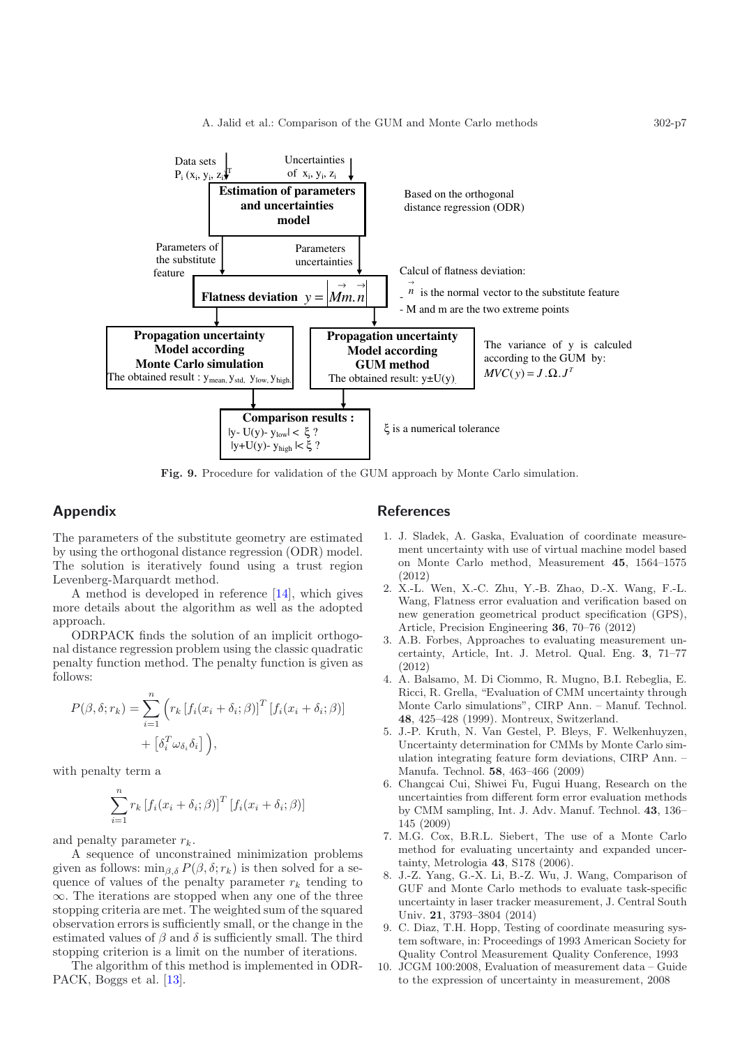Data sets $P_i$ $(x_i, y_i, z_i)^T$

Uncertainties of $x_i, y_i, z_i$

**Estimation of parameters and uncertainties model**

Based on the orthogonal distance regression (ODR)

Parameters of the substitute feature

Parameters uncertainties

**Flatness deviation** $y = \left| \vec{Mm} \cdot \vec{n} \right|$

Calcul of flatness deviation:

- $\vec{n}$ is the normal vector to the substitute feature
- M and m are the two extreme points

**Propagation uncertainty Model according Monte Carlo simulation**
The obtained result : $y_{mean}, y_{std}, y_{low}, y_{high}$

**Propagation uncertainty Model according GUM method**
The obtained result: $y \pm U(y)$

The variance of y is calculed according to the GUM by: $MVC(y) = J.\Omega.J^T$

**Comparison results :**
$|y - U(y) - y_{low}| < \xi$ ?
$|y + U(y) - y_{high}| < \xi$ ?

$\xi$ is a numerical tolerance

**Fig. 9.** Procedure for validation of the GUM approach by Monte Carlo simulation.

## Appendix

The parameters of the substitute geometry are estimated by using the orthogonal distance regression (ODR) model. The solution is iteratively found using a trust region Levenberg-Marquardt method.

A method is developed in reference [14], which gives more details about the algorithm as well as the adopted approach.

ODRPACK finds the solution of an implicit orthogonal distance regression problem using the classic quadratic penalty function method. The penalty function is given as follows:

$$P(\beta, \delta; r_k) = \sum_{i=1}^{n} \Big( r_k \left[ f_i(x_i + \delta_i; \beta) \right]^T \left[ f_i(x_i + \delta_i; \beta) \right] + \left[ \delta_i^T \omega_{\delta_i} \delta_i \right] \Big),$$

with penalty term a

$$\sum_{i=1}^{n} r_k \left[ f_i(x_i + \delta_i; \beta) \right]^T \left[ f_i(x_i + \delta_i; \beta) \right]$$

and penalty parameter $r_k$.

A sequence of unconstrained minimization problems given as follows: $\min_{\beta,\delta} P(\beta, \delta; r_k)$ is then solved for a sequence of values of the penalty parameter $r_k$ tending to $\infty$. The iterations are stopped when any one of the three stopping criteria are met. The weighted sum of the squared observation errors is sufficiently small, or the change in the estimated values of $\beta$ and $\delta$ is sufficiently small. The third stopping criterion is a limit on the number of iterations.

The algorithm of this method is implemented in ODRPACK, Boggs et al. [13].

## References

1. J. Sladek, A. Gaska, Evaluation of coordinate measurement uncertainty with use of virtual machine model based on Monte Carlo method, Measurement **45**, 1564–1575 (2012)
2. X.-L. Wen, X.-C. Zhu, Y.-B. Zhao, D.-X. Wang, F.-L. Wang, Flatness error evaluation and verification based on new generation geometrical product specification (GPS), Article, Precision Engineering **36**, 70–76 (2012)
3. A.B. Forbes, Approaches to evaluating measurement uncertainty, Article, Int. J. Metrol. Qual. Eng. **3**, 71–77 (2012)
4. A. Balsamo, M. Di Ciommo, R. Mugno, B.I. Rebeglia, E. Ricci, R. Grella, "Evaluation of CMM uncertainty through Monte Carlo simulations", CIRP Ann. – Manuf. Technol. **48**, 425–428 (1999). Montreux, Switzerland.
5. J.-P. Kruth, N. Van Gestel, P. Bleys, F. Welkenhuyzen, Uncertainty determination for CMMs by Monte Carlo simulation integrating feature form deviations, CIRP Ann. – Manufa. Technol. **58**, 463–466 (2009)
6. Changcai Cui, Shiwei Fu, Fugui Huang, Research on the uncertainties from different form error evaluation methods by CMM sampling, Int. J. Adv. Manuf. Technol. **43**, 136–145 (2009)
7. M.G. Cox, B.R.L. Siebert, The use of a Monte Carlo method for evaluating uncertainty and expanded uncertainty, Metrologia **43**, S178 (2006).
8. J.-Z. Yang, G.-X. Li, B.-Z. Wu, J. Wang, Comparison of GUF and Monte Carlo methods to evaluate task-specific uncertainty in laser tracker measurement, J. Central South Univ. **21**, 3793–3804 (2014)
9. C. Diaz, T.H. Hopp, Testing of coordinate measuring system software, in: Proceedings of 1993 American Society for Quality Control Measurement Quality Conference, 1993
10. JCGM 100:2008, Evaluation of measurement data – Guide to the expression of uncertainty in measurement, 2008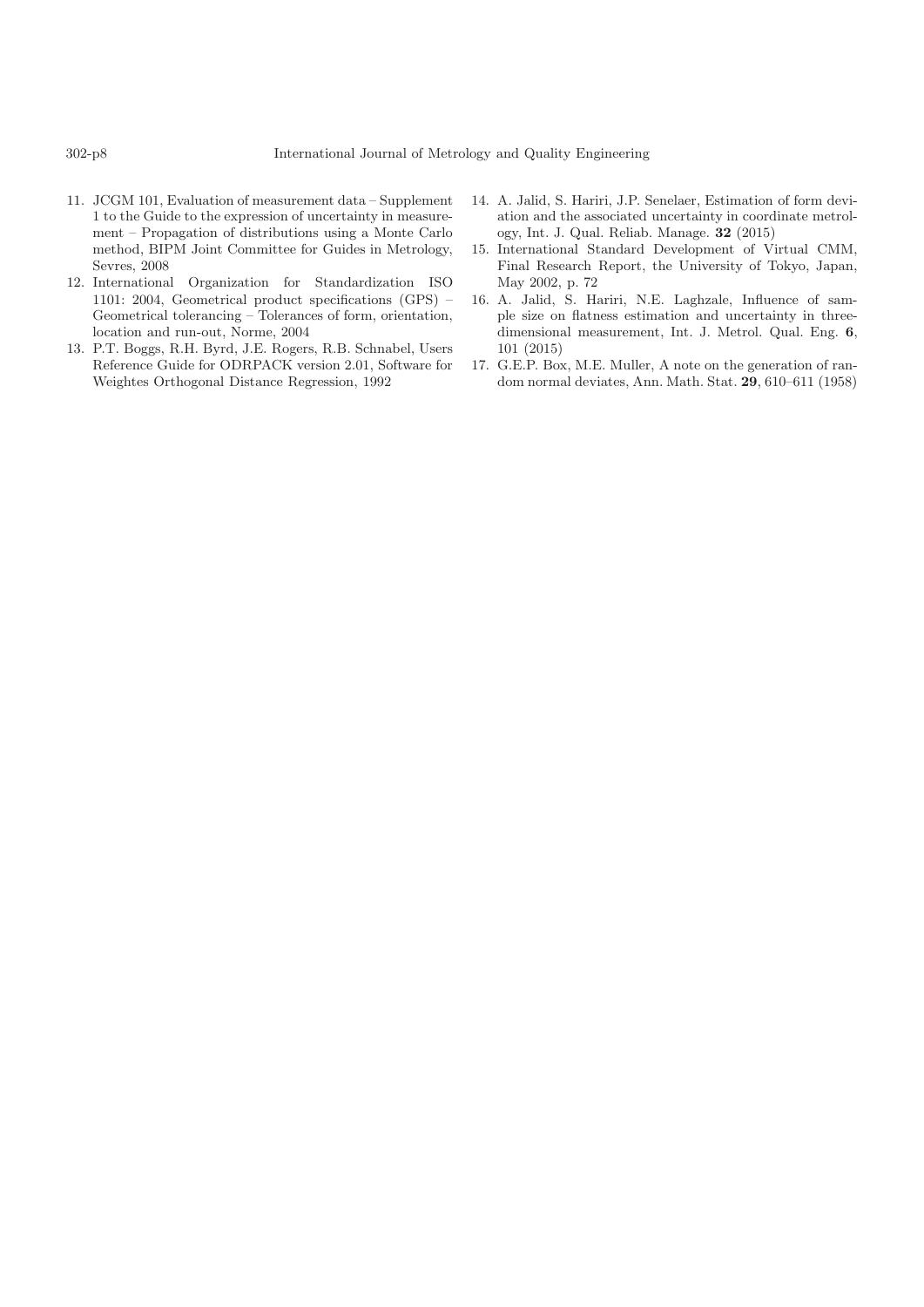11. JCGM 101, Evaluation of measurement data – Supplement 1 to the Guide to the expression of uncertainty in measurement – Propagation of distributions using a Monte Carlo method, BIPM Joint Committee for Guides in Metrology, Sevres, 2008
12. International Organization for Standardization ISO 1101: 2004, Geometrical product specifications (GPS) – Geometrical tolerancing – Tolerances of form, orientation, location and run-out, Norme, 2004
13. P.T. Boggs, R.H. Byrd, J.E. Rogers, R.B. Schnabel, Users Reference Guide for ODRPACK version 2.01, Software for Weightes Orthogonal Distance Regression, 1992
14. A. Jalid, S. Hariri, J.P. Senelaer, Estimation of form deviation and the associated uncertainty in coordinate metrology, Int. J. Qual. Reliab. Manage. **32** (2015)
15. International Standard Development of Virtual CMM, Final Research Report, the University of Tokyo, Japan, May 2002, p. 72
16. A. Jalid, S. Hariri, N.E. Laghzale, Influence of sample size on flatness estimation and uncertainty in three-dimensional measurement, Int. J. Metrol. Qual. Eng. **6**, 101 (2015)
17. G.E.P. Box, M.E. Muller, A note on the generation of random normal deviates, Ann. Math. Stat. **29**, 610–611 (1958)